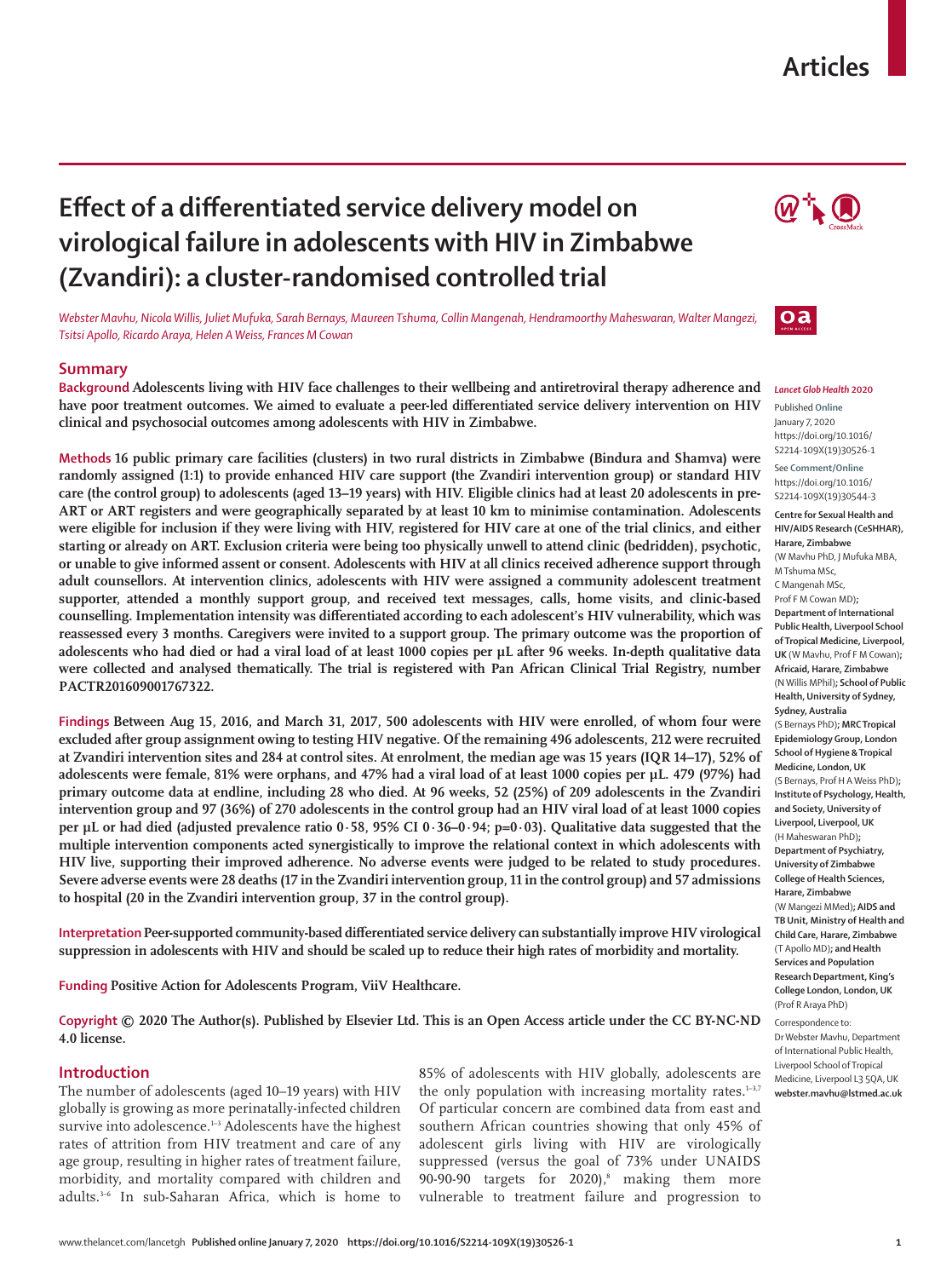# Effect of a differentiated service delivery model on virological failure in adolescents with HIV in Zimbabwe (Zvandiri): a cluster-randomised controlled trial

*Webster Mavhu, Nicola Willis, Juliet Mufuka, Sarah Bernays, Maureen Tshuma, Collin Mangenah, Hendramoorthy Maheswaran, Walter Mangezi, Tsitsi Apollo, Ricardo Araya, Helen A Weiss, Frances M Cowan*

## Summary

**Background** Adolescents living with HIV face challenges to their wellbeing and antiretroviral therapy adherence and have poor treatment outcomes. We aimed to evaluate a peer-led differentiated service delivery intervention on HIV clinical and psychosocial outcomes among adolescents with HIV in Zimbabwe.

**Methods** 16 public primary care facilities (clusters) in two rural districts in Zimbabwe (Bindura and Shamva) were randomly assigned (1:1) to provide enhanced HIV care support (the Zvandiri intervention group) or standard HIV care (the control group) to adolescents (aged 13–19 years) with HIV. Eligible clinics had at least 20 adolescents in pre-ART or ART registers and were geographically separated by at least 10 km to minimise contamination. Adolescents were eligible for inclusion if they were living with HIV, registered for HIV care at one of the trial clinics, and either starting or already on ART. Exclusion criteria were being too physically unwell to attend clinic (bedridden), psychotic, or unable to give informed assent or consent. Adolescents with HIV at all clinics received adherence support through adult counsellors. At intervention clinics, adolescents with HIV were assigned a community adolescent treatment supporter, attended a monthly support group, and received text messages, calls, home visits, and clinic-based counselling. Implementation intensity was differentiated according to each adolescent's HIV vulnerability, which was reassessed every 3 months. Caregivers were invited to a support group. The primary outcome was the proportion of adolescents who had died or had a viral load of at least 1000 copies per μL after 96 weeks. In-depth qualitative data were collected and analysed thematically. The trial is registered with Pan African Clinical Trial Registry, number PACTR201609001767322.

**Findings** Between Aug 15, 2016, and March 31, 2017, 500 adolescents with HIV were enrolled, of whom four were excluded after group assignment owing to testing HIV negative. Of the remaining 496 adolescents, 212 were recruited at Zvandiri intervention sites and 284 at control sites. At enrolment, the median age was 15 years (IQR 14–17), 52% of adolescents were female, 81% were orphans, and 47% had a viral load of at least 1000 copies per μL. 479 (97%) had primary outcome data at endline, including 28 who died. At 96 weeks, 52 (25%) of 209 adolescents in the Zvandiri intervention group and 97 (36%) of 270 adolescents in the control group had an HIV viral load of at least 1000 copies per μL or had died (adjusted prevalence ratio 0·58, 95% CI 0·36–0·94; p=0·03). Qualitative data suggested that the multiple intervention components acted synergistically to improve the relational context in which adolescents with HIV live, supporting their improved adherence. No adverse events were judged to be related to study procedures. Severe adverse events were 28 deaths (17 in the Zvandiri intervention group, 11 in the control group) and 57 admissions to hospital (20 in the Zvandiri intervention group, 37 in the control group).

**Interpretation** Peer-supported community-based differentiated service delivery can substantially improve HIV virological suppression in adolescents with HIV and should be scaled up to reduce their high rates of morbidity and mortality.

**Funding** Positive Action for Adolescents Program, ViiV Healthcare.

**Copyright** © 2020 The Author(s). Published by Elsevier Ltd. This is an Open Access article under the CC BY-NC-ND 4.0 license.

*Lancet Glob Health* 2020

Published **Online** January 7, 2020 https://doi.org/10.1016/S2214-109X(19)30526-1

See **Comment/Online** https://doi.org/10.1016/S2214-109X(19)30544-3

**Centre for Sexual Health and HIV/AIDS Research (CeSHHAR), Harare, Zimbabwe** (W Mavhu PhD, J Mufuka MBA, M Tshuma MSc, C Mangenah MSc, Prof F M Cowan MD); **Department of International Public Health, Liverpool School of Tropical Medicine, Liverpool, UK** (W Mavhu, Prof F M Cowan); **Africaid, Harare, Zimbabwe** (N Willis MPhil); **School of Public Health, University of Sydney, Sydney, Australia** (S Bernays PhD); **MRC Tropical Epidemiology Group, London School of Hygiene & Tropical Medicine, London, UK** (S Bernays, Prof H A Weiss PhD); **Institute of Psychology, Health, and Society, University of Liverpool, Liverpool, UK** (H Maheswaran PhD); **Department of Psychiatry, University of Zimbabwe College of Health Sciences, Harare, Zimbabwe** (W Mangezi MMed); **AIDS and TB Unit, Ministry of Health and Child Care, Harare, Zimbabwe** (T Apollo MD); **and Health Services and Population Research Department, King's College London, London, UK** (Prof R Araya PhD)

Correspondence to: Dr Webster Mavhu, Department of International Public Health, Liverpool School of Tropical Medicine, Liverpool L3 5QA, UK **webster.mavhu@lstmed.ac.uk**

## Introduction

The number of adolescents (aged 10–19 years) with HIV globally is growing as more perinatally-infected children survive into adolescence.[1–3] Adolescents have the highest rates of attrition from HIV treatment and care of any age group, resulting in higher rates of treatment failure, morbidity, and mortality compared with children and adults.[3–6] In sub-Saharan Africa, which is home to 85% of adolescents with HIV globally, adolescents are the only population with increasing mortality rates.[1–3,7] Of particular concern are combined data from east and southern African countries showing that only 45% of adolescent girls living with HIV are virologically suppressed (versus the goal of 73% under UNAIDS 90-90-90 targets for 2020),[8] making them more vulnerable to treatment failure and progression to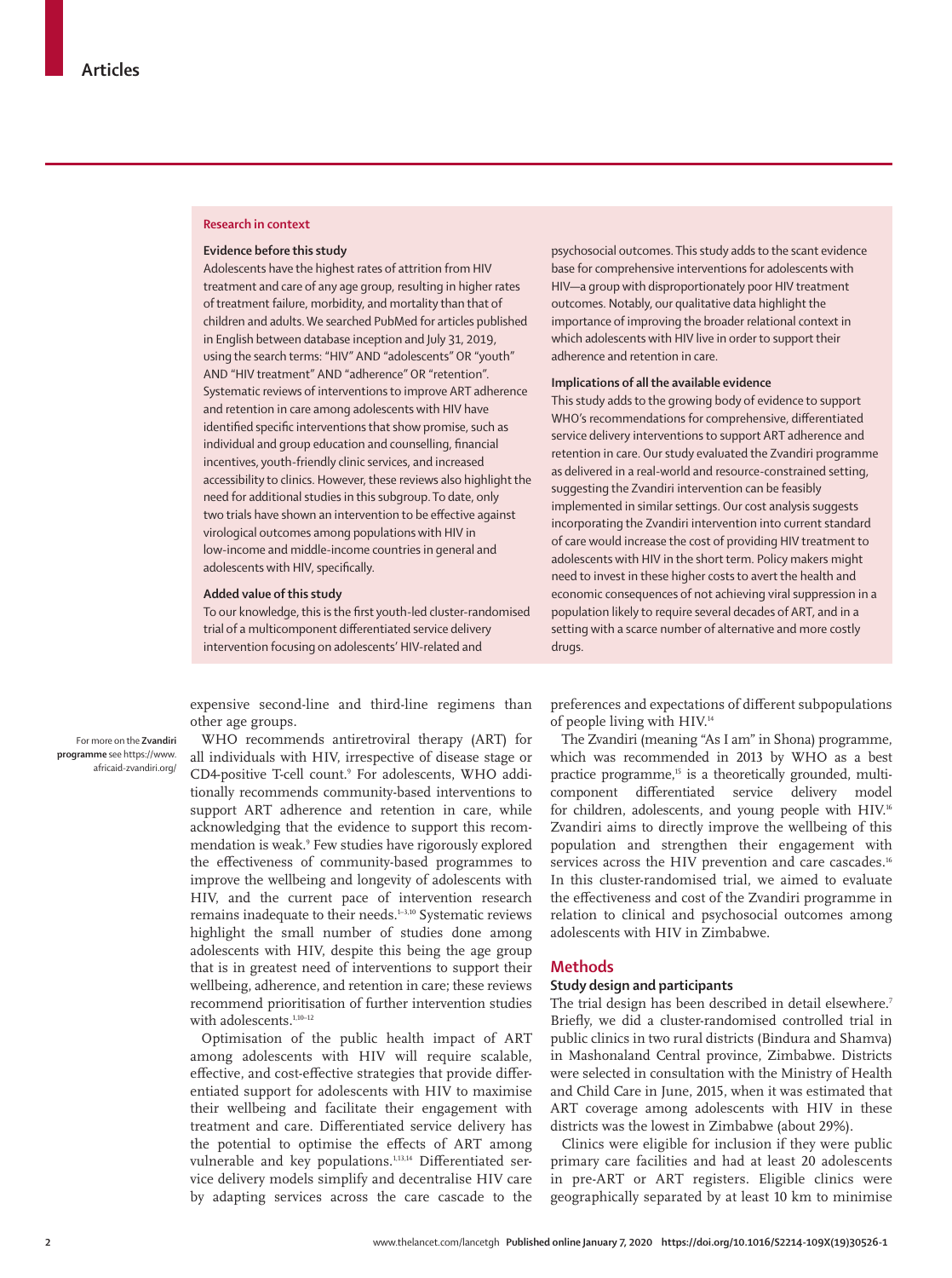## Research in context

### Evidence before this study

Adolescents have the highest rates of attrition from HIV treatment and care of any age group, resulting in higher rates of treatment failure, morbidity, and mortality than that of children and adults. We searched PubMed for articles published in English between database inception and July 31, 2019, using the search terms: "HIV" AND "adolescents" OR "youth" AND "HIV treatment" AND "adherence" OR "retention". Systematic reviews of interventions to improve ART adherence and retention in care among adolescents with HIV have identified specific interventions that show promise, such as individual and group education and counselling, financial incentives, youth-friendly clinic services, and increased accessibility to clinics. However, these reviews also highlight the need for additional studies in this subgroup. To date, only two trials have shown an intervention to be effective against virological outcomes among populations with HIV in low-income and middle-income countries in general and adolescents with HIV, specifically.

### Added value of this study

To our knowledge, this is the first youth-led cluster-randomised trial of a multicomponent differentiated service delivery intervention focusing on adolescents' HIV-related and psychosocial outcomes. This study adds to the scant evidence base for comprehensive interventions for adolescents with HIV—a group with disproportionately poor HIV treatment outcomes. Notably, our qualitative data highlight the importance of improving the broader relational context in which adolescents with HIV live in order to support their adherence and retention in care.

### Implications of all the available evidence

This study adds to the growing body of evidence to support WHO's recommendations for comprehensive, differentiated service delivery interventions to support ART adherence and retention in care. Our study evaluated the Zvandiri programme as delivered in a real-world and resource-constrained setting, suggesting the Zvandiri intervention can be feasibly implemented in similar settings. Our cost analysis suggests incorporating the Zvandiri intervention into current standard of care would increase the cost of providing HIV treatment to adolescents with HIV in the short term. Policy makers might need to invest in these higher costs to avert the health and economic consequences of not achieving viral suppression in a population likely to require several decades of ART, and in a setting with a scarce number of alternative and more costly drugs.

expensive second-line and third-line regimens than other age groups.

For more on the **Zvandiri programme** see https://www.africaid-zvandiri.org/

WHO recommends antiretroviral therapy (ART) for all individuals with HIV, irrespective of disease stage or CD4-positive T-cell count.[9] For adolescents, WHO additionally recommends community-based interventions to support ART adherence and retention in care, while acknowledging that the evidence to support this recommendation is weak.[9] Few studies have rigorously explored the effectiveness of community-based programmes to improve the wellbeing and longevity of adolescents with HIV, and the current pace of intervention research remains inadequate to their needs.[1–3,10] Systematic reviews highlight the small number of studies done among adolescents with HIV, despite this being the age group that is in greatest need of interventions to support their wellbeing, adherence, and retention in care; these reviews recommend prioritisation of further intervention studies with adolescents.[1,10–12]

Optimisation of the public health impact of ART among adolescents with HIV will require scalable, effective, and cost-effective strategies that provide differentiated support for adolescents with HIV to maximise their wellbeing and facilitate their engagement with treatment and care. Differentiated service delivery has the potential to optimise the effects of ART among vulnerable and key populations.[1,13,14] Differentiated service delivery models simplify and decentralise HIV care by adapting services across the care cascade to the preferences and expectations of different subpopulations of people living with HIV.[14]

The Zvandiri (meaning "As I am" in Shona) programme, which was recommended in 2013 by WHO as a best practice programme,[15] is a theoretically grounded, multicomponent differentiated service delivery model for children, adolescents, and young people with HIV.[16] Zvandiri aims to directly improve the wellbeing of this population and strengthen their engagement with services across the HIV prevention and care cascades.[16] In this cluster-randomised trial, we aimed to evaluate the effectiveness and cost of the Zvandiri programme in relation to clinical and psychosocial outcomes among adolescents with HIV in Zimbabwe.

## Methods

### Study design and participants

The trial design has been described in detail elsewhere.[7] Briefly, we did a cluster-randomised controlled trial in public clinics in two rural districts (Bindura and Shamva) in Mashonaland Central province, Zimbabwe. Districts were selected in consultation with the Ministry of Health and Child Care in June, 2015, when it was estimated that ART coverage among adolescents with HIV in these districts was the lowest in Zimbabwe (about 29%).

Clinics were eligible for inclusion if they were public primary care facilities and had at least 20 adolescents in pre-ART or ART registers. Eligible clinics were geographically separated by at least 10 km to minimise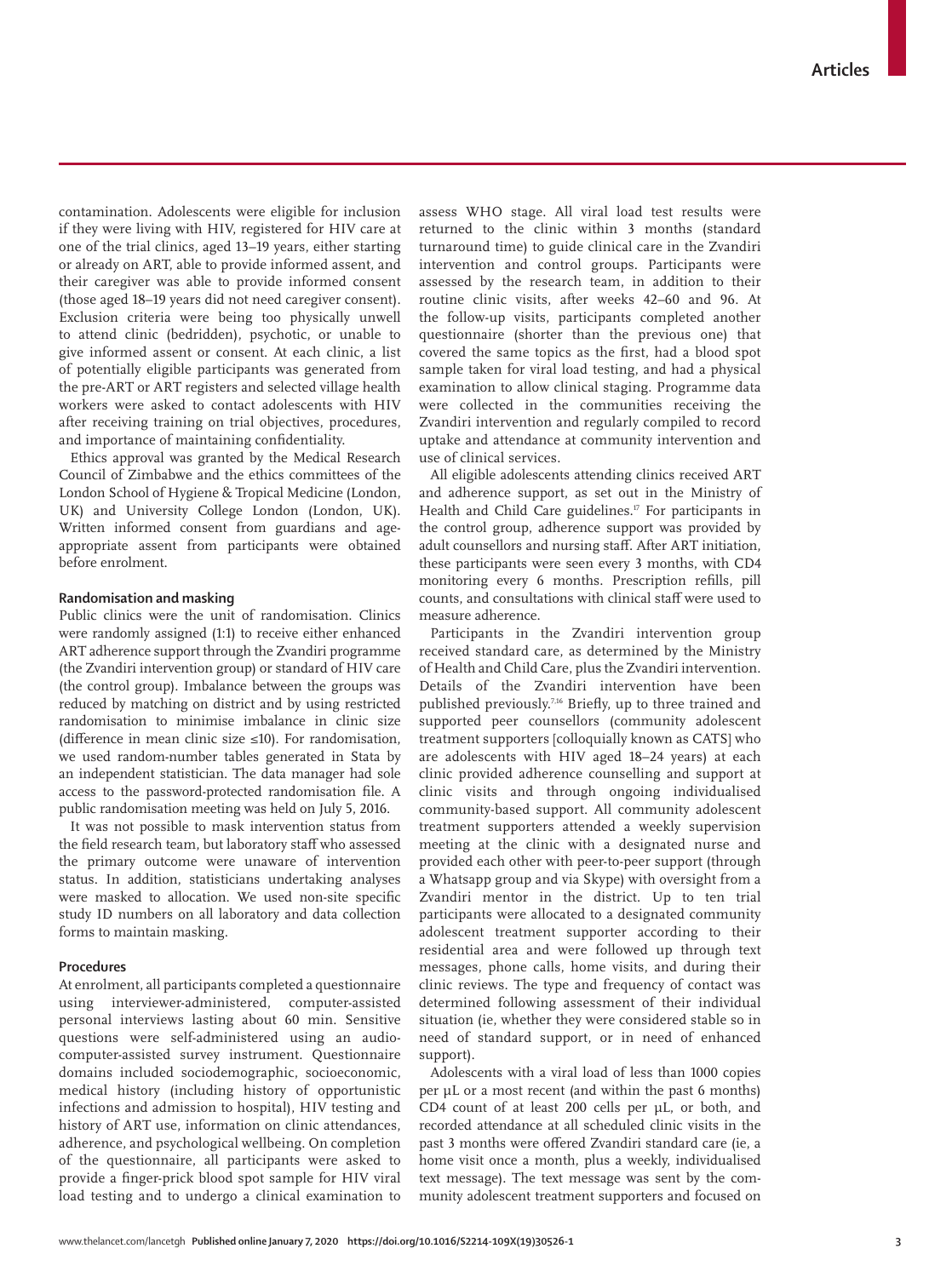contamination. Adolescents were eligible for inclusion if they were living with HIV, registered for HIV care at one of the trial clinics, aged 13–19 years, either starting or already on ART, able to provide informed assent, and their caregiver was able to provide informed consent (those aged 18–19 years did not need caregiver consent). Exclusion criteria were being too physically unwell to attend clinic (bedridden), psychotic, or unable to give informed assent or consent. At each clinic, a list of potentially eligible participants was generated from the pre-ART or ART registers and selected village health workers were asked to contact adolescents with HIV after receiving training on trial objectives, procedures, and importance of maintaining confidentiality.

Ethics approval was granted by the Medical Research Council of Zimbabwe and the ethics committees of the London School of Hygiene & Tropical Medicine (London, UK) and University College London (London, UK). Written informed consent from guardians and age-appropriate assent from participants were obtained before enrolment.

### Randomisation and masking

Public clinics were the unit of randomisation. Clinics were randomly assigned (1:1) to receive either enhanced ART adherence support through the Zvandiri programme (the Zvandiri intervention group) or standard of HIV care (the control group). Imbalance between the groups was reduced by matching on district and by using restricted randomisation to minimise imbalance in clinic size (difference in mean clinic size ≤10). For randomisation, we used random-number tables generated in Stata by an independent statistician. The data manager had sole access to the password-protected randomisation file. A public randomisation meeting was held on July 5, 2016.

It was not possible to mask intervention status from the field research team, but laboratory staff who assessed the primary outcome were unaware of intervention status. In addition, statisticians undertaking analyses were masked to allocation. We used non-site specific study ID numbers on all laboratory and data collection forms to maintain masking.

### Procedures

At enrolment, all participants completed a questionnaire using interviewer-administered, computer-assisted personal interviews lasting about 60 min. Sensitive questions were self-administered using an audio-computer-assisted survey instrument. Questionnaire domains included sociodemographic, socioeconomic, medical history (including history of opportunistic infections and admission to hospital), HIV testing and history of ART use, information on clinic attendances, adherence, and psychological wellbeing. On completion of the questionnaire, all participants were asked to provide a finger-prick blood spot sample for HIV viral load testing and to undergo a clinical examination to assess WHO stage. All viral load test results were returned to the clinic within 3 months (standard turnaround time) to guide clinical care in the Zvandiri intervention and control groups. Participants were assessed by the research team, in addition to their routine clinic visits, after weeks 42–60 and 96. At the follow-up visits, participants completed another questionnaire (shorter than the previous one) that covered the same topics as the first, had a blood spot sample taken for viral load testing, and had a physical examination to allow clinical staging. Programme data were collected in the communities receiving the Zvandiri intervention and regularly compiled to record uptake and attendance at community intervention and use of clinical services.

All eligible adolescents attending clinics received ART and adherence support, as set out in the Ministry of Health and Child Care guidelines.[17] For participants in the control group, adherence support was provided by adult counsellors and nursing staff. After ART initiation, these participants were seen every 3 months, with CD4 monitoring every 6 months. Prescription refills, pill counts, and consultations with clinical staff were used to measure adherence.

Participants in the Zvandiri intervention group received standard care, as determined by the Ministry of Health and Child Care, plus the Zvandiri intervention. Details of the Zvandiri intervention have been published previously.[7,16] Briefly, up to three trained and supported peer counsellors (community adolescent treatment supporters [colloquially known as CATS] who are adolescents with HIV aged 18–24 years) at each clinic provided adherence counselling and support at clinic visits and through ongoing individualised community-based support. All community adolescent treatment supporters attended a weekly supervision meeting at the clinic with a designated nurse and provided each other with peer-to-peer support (through a Whatsapp group and via Skype) with oversight from a Zvandiri mentor in the district. Up to ten trial participants were allocated to a designated community adolescent treatment supporter according to their residential area and were followed up through text messages, phone calls, home visits, and during their clinic reviews. The type and frequency of contact was determined following assessment of their individual situation (ie, whether they were considered stable so in need of standard support, or in need of enhanced support).

Adolescents with a viral load of less than 1000 copies per µL or a most recent (and within the past 6 months) CD4 count of at least 200 cells per µL, or both, and recorded attendance at all scheduled clinic visits in the past 3 months were offered Zvandiri standard care (ie, a home visit once a month, plus a weekly, individualised text message). The text message was sent by the community adolescent treatment supporters and focused on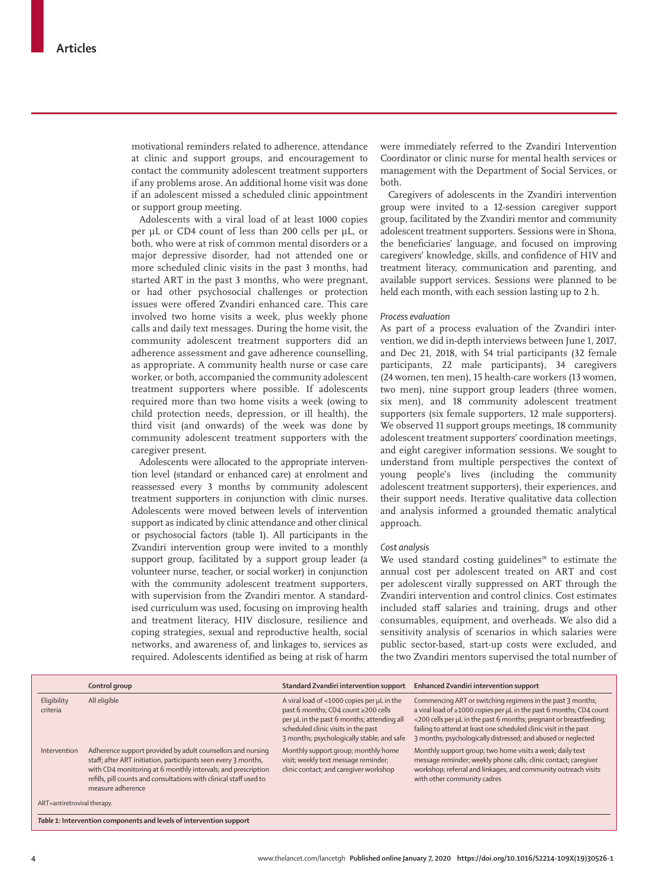motivational reminders related to adherence, attendance at clinic and support groups, and encouragement to contact the community adolescent treatment supporters if any problems arose. An additional home visit was done if an adolescent missed a scheduled clinic appointment or support group meeting.

Adolescents with a viral load of at least 1000 copies per µL or CD4 count of less than 200 cells per µL, or both, who were at risk of common mental disorders or a major depressive disorder, had not attended one or more scheduled clinic visits in the past 3 months, had started ART in the past 3 months, who were pregnant, or had other psychosocial challenges or protection issues were offered Zvandiri enhanced care. This care involved two home visits a week, plus weekly phone calls and daily text messages. During the home visit, the community adolescent treatment supporters did an adherence assessment and gave adherence counselling, as appropriate. A community health nurse or case care worker, or both, accompanied the community adolescent treatment supporters where possible. If adolescents required more than two home visits a week (owing to child protection needs, depression, or ill health), the third visit (and onwards) of the week was done by community adolescent treatment supporters with the caregiver present.

Adolescents were allocated to the appropriate intervention level (standard or enhanced care) at enrolment and reassessed every 3 months by community adolescent treatment supporters in conjunction with clinic nurses. Adolescents were moved between levels of intervention support as indicated by clinic attendance and other clinical or psychosocial factors (table 1). All participants in the Zvandiri intervention group were invited to a monthly support group, facilitated by a support group leader (a volunteer nurse, teacher, or social worker) in conjunction with the community adolescent treatment supporters, with supervision from the Zvandiri mentor. A standardised curriculum was used, focusing on improving health and treatment literacy, HIV disclosure, resilience and coping strategies, sexual and reproductive health, social networks, and awareness of, and linkages to, services as required. Adolescents identified as being at risk of harm were immediately referred to the Zvandiri Intervention Coordinator or clinic nurse for mental health services or management with the Department of Social Services, or both.

Caregivers of adolescents in the Zvandiri intervention group were invited to a 12-session caregiver support group, facilitated by the Zvandiri mentor and community adolescent treatment supporters. Sessions were in Shona, the beneficiaries' language, and focused on improving caregivers' knowledge, skills, and confidence of HIV and treatment literacy, communication and parenting, and available support services. Sessions were planned to be held each month, with each session lasting up to 2 h.

*Process evaluation*

As part of a process evaluation of the Zvandiri intervention, we did in-depth interviews between June 1, 2017, and Dec 21, 2018, with 54 trial participants (32 female participants, 22 male participants), 34 caregivers (24 women, ten men), 15 health-care workers (13 women, two men), nine support group leaders (three women, six men), and 18 community adolescent treatment supporters (six female supporters, 12 male supporters). We observed 11 support groups meetings, 18 community adolescent treatment supporters' coordination meetings, and eight caregiver information sessions. We sought to understand from multiple perspectives the context of young people's lives (including the community adolescent treatment supporters), their experiences, and their support needs. Iterative qualitative data collection and analysis informed a grounded thematic analytical approach.

*Cost analysis*

We used standard costing guidelines[18] to estimate the annual cost per adolescent treated on ART and cost per adolescent virally suppressed on ART through the Zvandiri intervention and control clinics. Cost estimates included staff salaries and training, drugs and other consumables, equipment, and overheads. We also did a sensitivity analysis of scenarios in which salaries were public sector-based, start-up costs were excluded, and the two Zvandiri mentors supervised the total number of

| | Control group | Standard Zvandiri intervention support | Enhanced Zvandiri intervention support |
|---|---|---|---|
| Eligibility criteria | All eligible | A viral load of <1000 copies per µL in the past 6 months; CD4 count ≥200 cells per µL in the past 6 months; attending all scheduled clinic visits in the past 3 months; psychologically stable; and safe | Commencing ART or switching regimens in the past 3 months; a viral load of ≥1000 copies per µL in the past 6 months; CD4 count <200 cells per µL in the past 6 months; pregnant or breastfeeding; failing to attend at least one scheduled clinic visit in the past 3 months; psychologically distressed; and abused or neglected |
| Intervention | Adherence support provided by adult counsellors and nursing staff; after ART initiation, participants seen every 3 months, with CD4 monitoring at 6 monthly intervals; and prescription refills, pill counts and consultations with clinical staff used to measure adherence | Monthly support group; monthly home visit; weekly text message reminder; clinic contact; and caregiver workshop | Monthly support group; two home visits a week; daily text message reminder; weekly phone calls; clinic contact; caregiver workshop; referral and linkages; and community outreach visits with other community cadres |

ART=antiretroviral therapy.

**Table 1:** Intervention components and levels of intervention support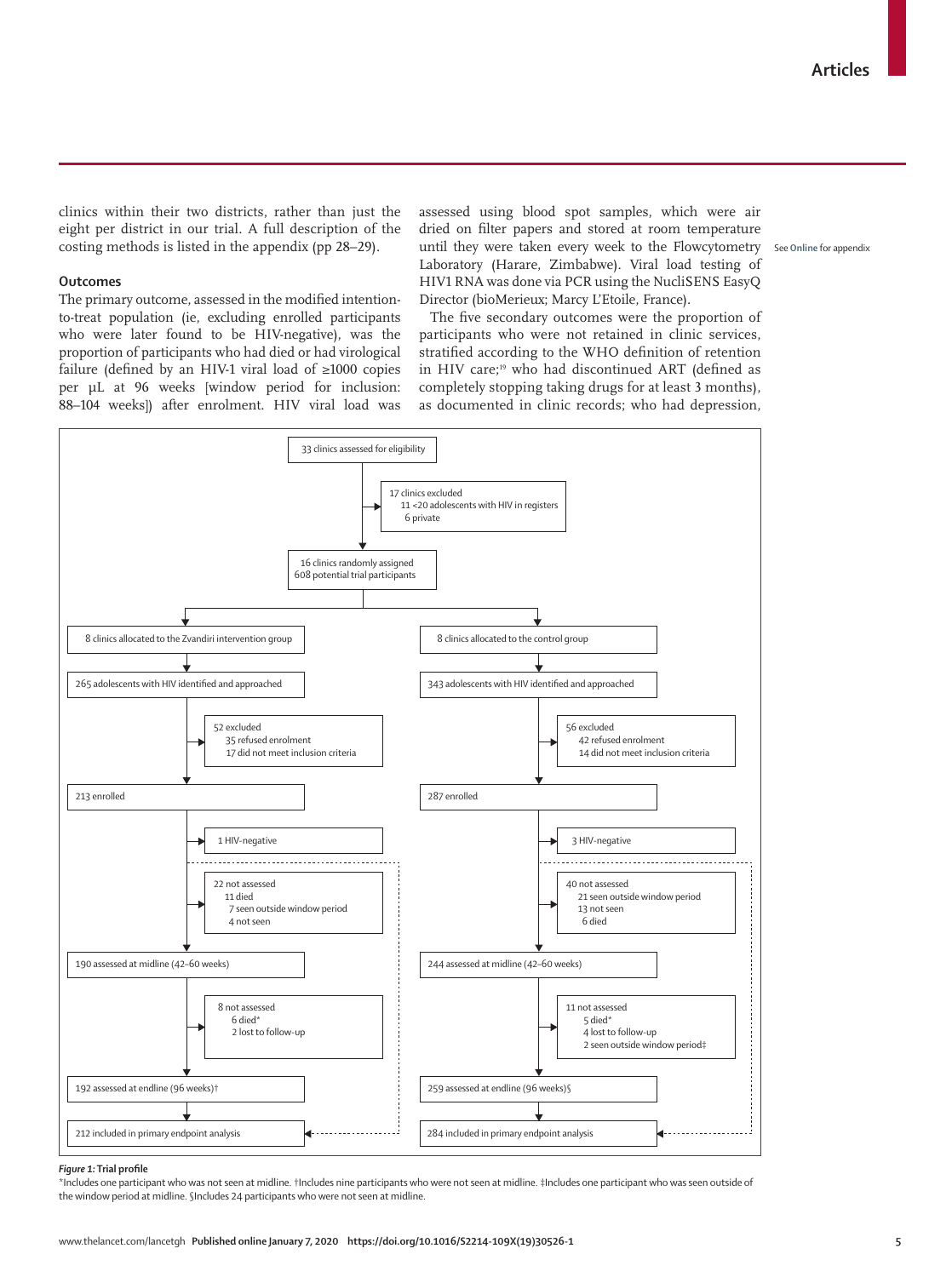clinics within their two districts, rather than just the eight per district in our trial. A full description of the costing methods is listed in the appendix (pp 28–29).

## Outcomes

The primary outcome, assessed in the modified intention-to-treat population (ie, excluding enrolled participants who were later found to be HIV-negative), was the proportion of participants who had died or had virological failure (defined by an HIV-1 viral load of ≥1000 copies per µL at 96 weeks [window period for inclusion: 88–104 weeks]) after enrolment. HIV viral load was assessed using blood spot samples, which were air dried on filter papers and stored at room temperature until they were taken every week to the Flowcytometry Laboratory (Harare, Zimbabwe). Viral load testing of HIV1 RNA was done via PCR using the NucliSENS EasyQ Director (bioMerieux; Marcy L'Etoile, France).

See Online for appendix

The five secondary outcomes were the proportion of participants who were not retained in clinic services, stratified according to the WHO definition of retention in HIV care;[19] who had discontinued ART (defined as completely stopping taking drugs for at least 3 months), as documented in clinic records; who had depression,

33 clinics assessed for eligibility
→ 17 clinics excluded
  - 11 <20 adolescents with HIV in registers
  - 6 private

16 clinics randomly assigned
608 potential trial participants

**Zvandiri intervention group**

8 clinics allocated to the Zvandiri intervention group
265 adolescents with HIV identified and approached
→ 52 excluded
  - 35 refused enrolment
  - 17 did not meet inclusion criteria

213 enrolled
→ 1 HIV-negative
→ 22 not assessed
  - 11 died
  - 7 seen outside window period
  - 4 not seen

190 assessed at midline (42–60 weeks)
→ 8 not assessed
  - 6 died*
  - 2 lost to follow-up

192 assessed at endline (96 weeks)†
212 included in primary endpoint analysis

**Control group**

8 clinics allocated to the control group
343 adolescents with HIV identified and approached
→ 56 excluded
  - 42 refused enrolment
  - 14 did not meet inclusion criteria

287 enrolled
→ 3 HIV-negative
→ 40 not assessed
  - 21 seen outside window period
  - 13 not seen
  - 6 died

244 assessed at midline (42–60 weeks)
→ 11 not assessed
  - 5 died*
  - 4 lost to follow-up
  - 2 seen outside window period‡

259 assessed at endline (96 weeks)§
284 included in primary endpoint analysis

***Figure 1:*** **Trial profile**

*Includes one participant who was not seen at midline. †Includes nine participants who were not seen at midline. ‡Includes one participant who was seen outside of the window period at midline. §Includes 24 participants who were not seen at midline.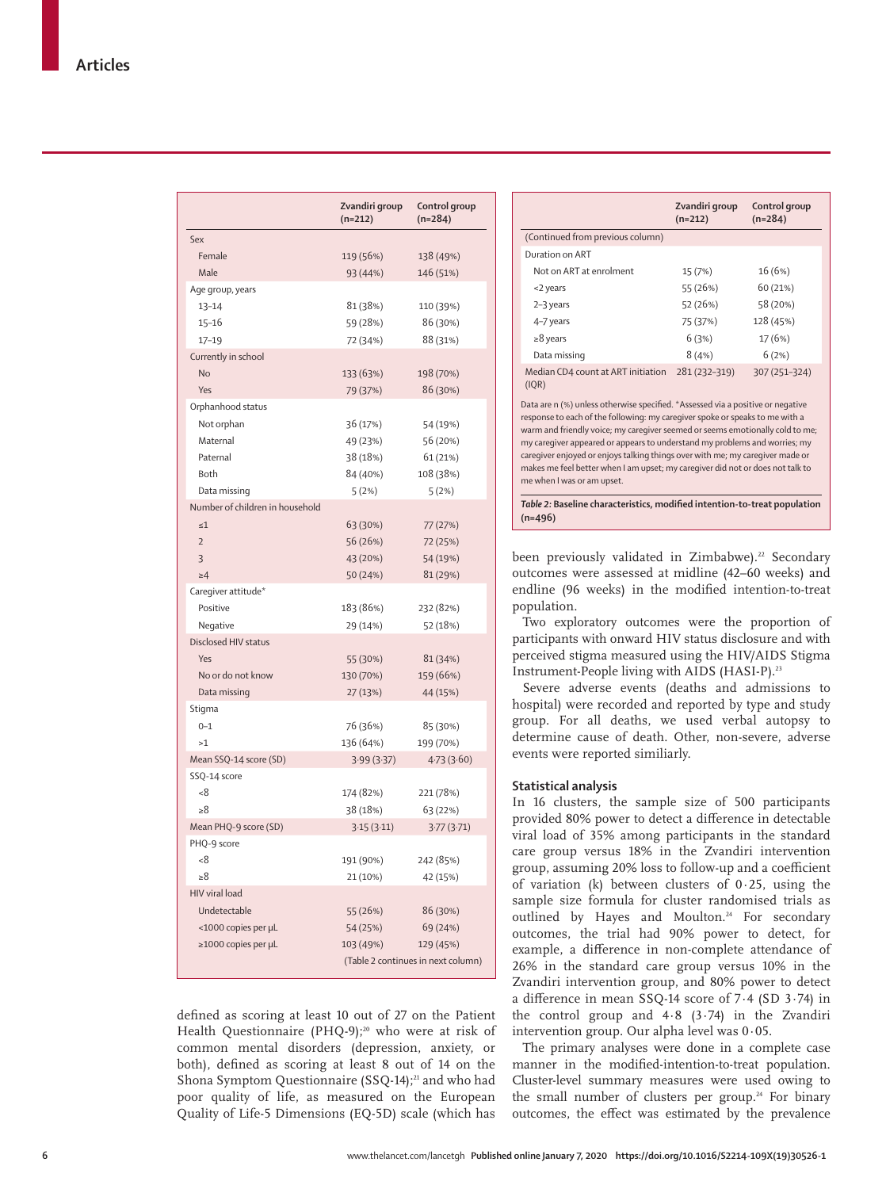| | Zvandiri group (n=212) | Control group (n=284) |
|---|---|---|
| Sex | | |
| Female | 119 (56%) | 138 (49%) |
| Male | 93 (44%) | 146 (51%) |
| Age group, years | | |
| 13–14 | 81 (38%) | 110 (39%) |
| 15–16 | 59 (28%) | 86 (30%) |
| 17–19 | 72 (34%) | 88 (31%) |
| Currently in school | | |
| No | 133 (63%) | 198 (70%) |
| Yes | 79 (37%) | 86 (30%) |
| Orphanhood status | | |
| Not orphan | 36 (17%) | 54 (19%) |
| Maternal | 49 (23%) | 56 (20%) |
| Paternal | 38 (18%) | 61 (21%) |
| Both | 84 (40%) | 108 (38%) |
| Data missing | 5 (2%) | 5 (2%) |
| Number of children in household | | |
| ≤1 | 63 (30%) | 77 (27%) |
| 2 | 56 (26%) | 72 (25%) |
| 3 | 43 (20%) | 54 (19%) |
| ≥4 | 50 (24%) | 81 (29%) |
| Caregiver attitude* | | |
| Positive | 183 (86%) | 232 (82%) |
| Negative | 29 (14%) | 52 (18%) |
| Disclosed HIV status | | |
| Yes | 55 (30%) | 81 (34%) |
| No or do not know | 130 (70%) | 159 (66%) |
| Data missing | 27 (13%) | 44 (15%) |
| Stigma | | |
| 0–1 | 76 (36%) | 85 (30%) |
| >1 | 136 (64%) | 199 (70%) |
| Mean SSQ-14 score (SD) | 3·99 (3·37) | 4·73 (3·60) |
| SSQ-14 score | | |
| <8 | 174 (82%) | 221 (78%) |
| ≥8 | 38 (18%) | 63 (22%) |
| Mean PHQ-9 score (SD) | 3·15 (3·11) | 3·77 (3·71) |
| PHQ-9 score | | |
| <8 | 191 (90%) | 242 (85%) |
| ≥8 | 21 (10%) | 42 (15%) |
| HIV viral load | | |
| Undetectable | 55 (26%) | 86 (30%) |
| <1000 copies per μL | 54 (25%) | 69 (24%) |
| ≥1000 copies per μL | 103 (49%) | 129 (45%) |
| Duration on ART | | |
| Not on ART at enrolment | 15 (7%) | 16 (6%) |
| <2 years | 55 (26%) | 60 (21%) |
| 2–3 years | 52 (26%) | 58 (20%) |
| 4–7 years | 75 (37%) | 128 (45%) |
| ≥8 years | 6 (3%) | 17 (6%) |
| Data missing | 8 (4%) | 6 (2%) |
| Median CD4 count at ART initiation (IQR) | 281 (232–319) | 307 (251–324) |

Data are n (%) unless otherwise specified. *Assessed via a positive or negative response to each of the following: my caregiver spoke or speaks to me with a warm and friendly voice; my caregiver seemed or seems emotionally cold to me; my caregiver appeared or appears to understand my problems and worries; my caregiver enjoyed or enjoys talking things over with me; my caregiver made or makes me feel better when I am upset; my caregiver did not or does not talk to me when I was or am upset.

*Table 2:* **Baseline characteristics, modified intention-to-treat population (n=496)**

defined as scoring at least 10 out of 27 on the Patient Health Questionnaire (PHQ-9);[20] who were at risk of common mental disorders (depression, anxiety, or both), defined as scoring at least 8 out of 14 on the Shona Symptom Questionnaire (SSQ-14);[21] and who had poor quality of life, as measured on the European Quality of Life-5 Dimensions (EQ-5D) scale (which has been previously validated in Zimbabwe).[22] Secondary outcomes were assessed at midline (42–60 weeks) and endline (96 weeks) in the modified intention-to-treat population.

Two exploratory outcomes were the proportion of participants with onward HIV status disclosure and with perceived stigma measured using the HIV/AIDS Stigma Instrument-People living with AIDS (HASI-P).[23]

Severe adverse events (deaths and admissions to hospital) were recorded and reported by type and study group. For all deaths, we used verbal autopsy to determine cause of death. Other, non-severe, adverse events were reported similiarly.

### Statistical analysis

In 16 clusters, the sample size of 500 participants provided 80% power to detect a difference in detectable viral load of 35% among participants in the standard care group versus 18% in the Zvandiri intervention group, assuming 20% loss to follow-up and a coefficient of variation (k) between clusters of 0·25, using the sample size formula for cluster randomised trials as outlined by Hayes and Moulton.[24] For secondary outcomes, the trial had 90% power to detect, for example, a difference in non-complete attendance of 26% in the standard care group versus 10% in the Zvandiri intervention group, and 80% power to detect a difference in mean SSQ-14 score of 7·4 (SD 3·74) in the control group and 4·8 (3·74) in the Zvandiri intervention group. Our alpha level was 0·05.

The primary analyses were done in a complete case manner in the modified-intention-to-treat population. Cluster-level summary measures were used owing to the small number of clusters per group.[24] For binary outcomes, the effect was estimated by the prevalence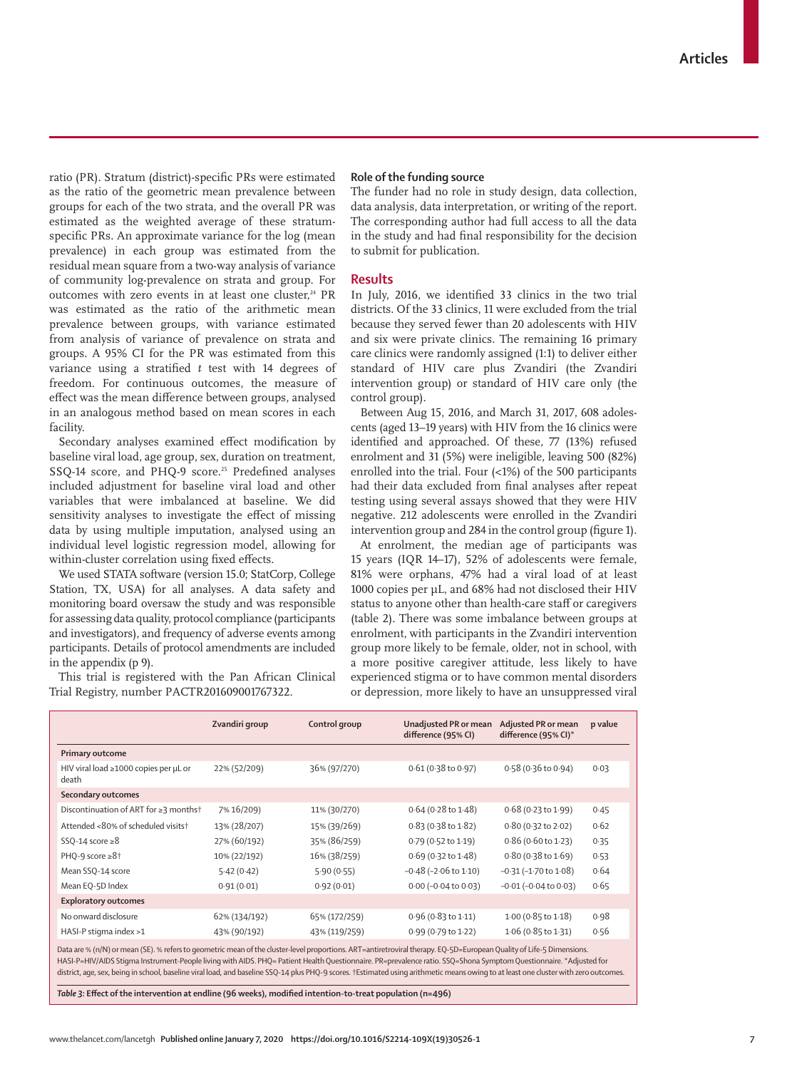ratio (PR). Stratum (district)-specific PRs were estimated as the ratio of the geometric mean prevalence between groups for each of the two strata, and the overall PR was estimated as the weighted average of these stratum-specific PRs. An approximate variance for the log (mean prevalence) in each group was estimated from the residual mean square from a two-way analysis of variance of community log-prevalence on strata and group. For outcomes with zero events in at least one cluster,[24] PR was estimated as the ratio of the arithmetic mean prevalence between groups, with variance estimated from analysis of variance of prevalence on strata and groups. A 95% CI for the PR was estimated from this variance using a stratified *t* test with 14 degrees of freedom. For continuous outcomes, the measure of effect was the mean difference between groups, analysed in an analogous method based on mean scores in each facility.

Secondary analyses examined effect modification by baseline viral load, age group, sex, duration on treatment, SSQ-14 score, and PHQ-9 score.[25] Predefined analyses included adjustment for baseline viral load and other variables that were imbalanced at baseline. We did sensitivity analyses to investigate the effect of missing data by using multiple imputation, analysed using an individual level logistic regression model, allowing for within-cluster correlation using fixed effects.

We used STATA software (version 15.0; StatCorp, College Station, TX, USA) for all analyses. A data safety and monitoring board oversaw the study and was responsible for assessing data quality, protocol compliance (participants and investigators), and frequency of adverse events among participants. Details of protocol amendments are included in the appendix (p 9).

This trial is registered with the Pan African Clinical Trial Registry, number PACTR201609001767322.

### Role of the funding source

The funder had no role in study design, data collection, data analysis, data interpretation, or writing of the report. The corresponding author had full access to all the data in the study and had final responsibility for the decision to submit for publication.

## Results

In July, 2016, we identified 33 clinics in the two trial districts. Of the 33 clinics, 11 were excluded from the trial because they served fewer than 20 adolescents with HIV and six were private clinics. The remaining 16 primary care clinics were randomly assigned (1:1) to deliver either standard of HIV care plus Zvandiri (the Zvandiri intervention group) or standard of HIV care only (the control group).

Between Aug 15, 2016, and March 31, 2017, 608 adolescents (aged 13–19 years) with HIV from the 16 clinics were identified and approached. Of these, 77 (13%) refused enrolment and 31 (5%) were ineligible, leaving 500 (82%) enrolled into the trial. Four (<1%) of the 500 participants had their data excluded from final analyses after repeat testing using several assays showed that they were HIV negative. 212 adolescents were enrolled in the Zvandiri intervention group and 284 in the control group (figure 1).

At enrolment, the median age of participants was 15 years (IQR 14–17), 52% of adolescents were female, 81% were orphans, 47% had a viral load of at least 1000 copies per µL, and 68% had not disclosed their HIV status to anyone other than health-care staff or caregivers (table 2). There was some imbalance between groups at enrolment, with participants in the Zvandiri intervention group more likely to be female, older, not in school, with a more positive caregiver attitude, less likely to have experienced stigma or to have common mental disorders or depression, more likely to have an unsuppressed viral

| | Zvandiri group | Control group | Unadjusted PR or mean difference (95% CI) | Adjusted PR or mean difference (95% CI)* | p value |
|---|---|---|---|---|---|
| **Primary outcome** | | | | | |
| HIV viral load ≥1000 copies per µL or death | 22% (52/209) | 36% (97/270) | 0·61 (0·38 to 0·97) | 0·58 (0·36 to 0·94) | 0·03 |
| **Secondary outcomes** | | | | | |
| Discontinuation of ART for ≥3 months† | 7% 16/209) | 11% (30/270) | 0·64 (0·28 to 1·48) | 0·68 (0·23 to 1·99) | 0·45 |
| Attended <80% of scheduled visits† | 13% (28/207) | 15% (39/269) | 0·83 (0·38 to 1·82) | 0·80 (0·32 to 2·02) | 0·62 |
| SSQ-14 score ≥8 | 27% (60/192) | 35% (86/259) | 0·79 (0·52 to 1·19) | 0·86 (0·60 to 1·23) | 0·35 |
| PHQ-9 score ≥8† | 10% (22/192) | 16% (38/259) | 0·69 (0·32 to 1·48) | 0·80 (0·38 to 1·69) | 0·53 |
| Mean SSQ-14 score | 5·42 (0·42) | 5·90 (0·55) | −0·48 (−2·06 to 1·10) | −0·31 (−1·70 to 1·08) | 0·64 |
| Mean EQ-5D Index | 0·91 (0·01) | 0·92 (0·01) | 0·00 (−0·04 to 0·03) | −0·01 (−0·04 to 0·03) | 0·65 |
| **Exploratory outcomes** | | | | | |
| No onward disclosure | 62% (134/192) | 65% (172/259) | 0·96 (0·83 to 1·11) | 1·00 (0·85 to 1·18) | 0·98 |
| HASI-P stigma index >1 | 43% (90/192) | 43% (119/259) | 0·99 (0·79 to 1·22) | 1·06 (0·85 to 1·31) | 0·56 |

Data are % (n/N) or mean (SE). % refers to geometric mean of the cluster-level proportions. ART=antiretroviral therapy. EQ-5D=European Quality of Life-5 Dimensions. HASI-P=HIV/AIDS Stigma Instrument-People living with AIDS. PHQ= Patient Health Questionnaire. PR=prevalence ratio. SSQ=Shona Symptom Questionnaire. *Adjusted for district, age, sex, being in school, baseline viral load, and baseline SSQ-14 plus PHQ-9 scores. †Estimated using arithmetic means owing to at least one cluster with zero outcomes.

*Table 3:* **Effect of the intervention at endline (96 weeks), modified intention-to-treat population (n=496)**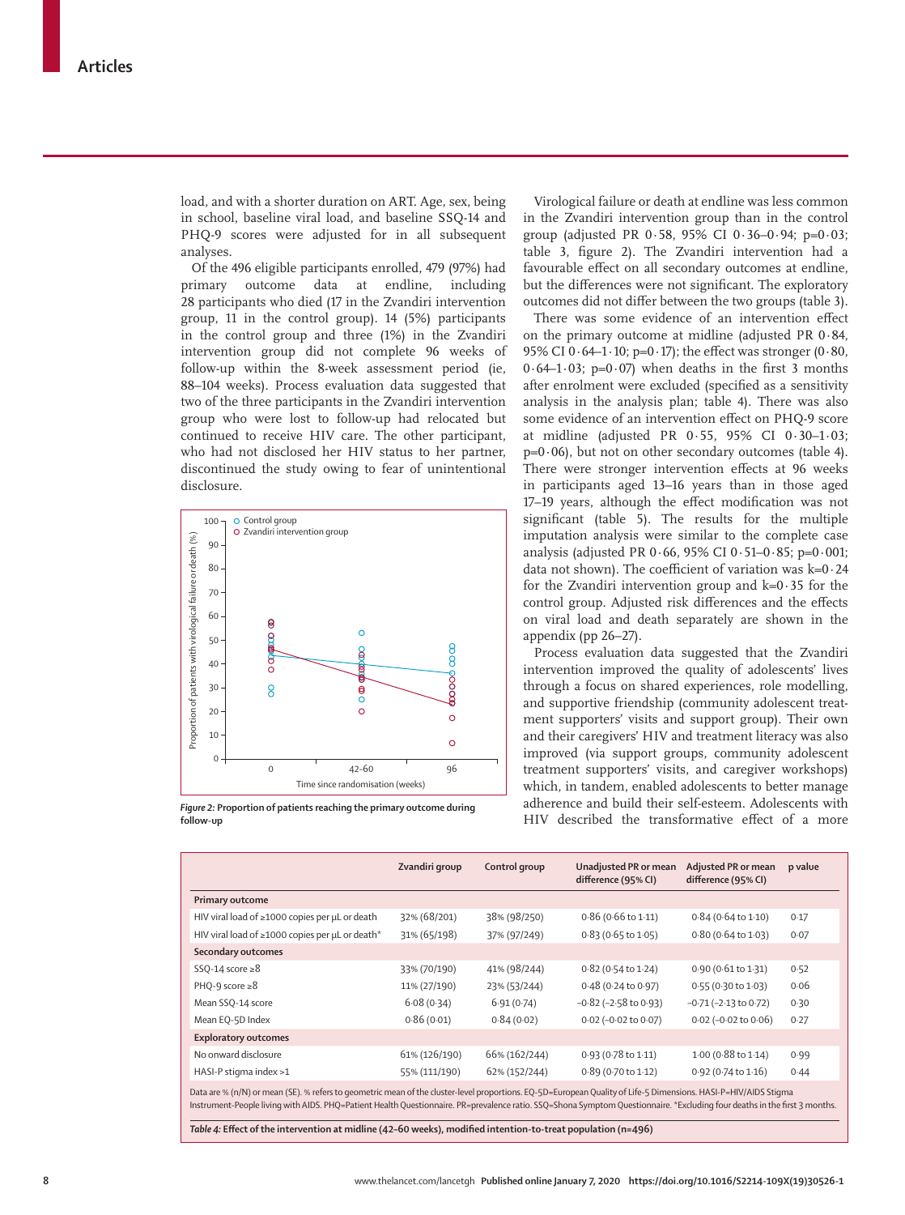load, and with a shorter duration on ART. Age, sex, being in school, baseline viral load, and baseline SSQ-14 and PHQ-9 scores were adjusted for in all subsequent analyses.

Of the 496 eligible participants enrolled, 479 (97%) had primary outcome data at endline, including 28 participants who died (17 in the Zvandiri intervention group, 11 in the control group). 14 (5%) participants in the control group and three (1%) in the Zvandiri intervention group did not complete 96 weeks of follow-up within the 8-week assessment period (ie, 88–104 weeks). Process evaluation data suggested that two of the three participants in the Zvandiri intervention group who were lost to follow-up had relocated but continued to receive HIV care. The other participant, who had not disclosed her HIV status to her partner, discontinued the study owing to fear of unintentional disclosure.

*Figure 2:* **Proportion of patients reaching the primary outcome during follow-up**

Virological failure or death at endline was less common in the Zvandiri intervention group than in the control group (adjusted PR 0·58, 95% CI 0·36–0·94; p=0·03; table 3, figure 2). The Zvandiri intervention had a favourable effect on all secondary outcomes at endline, but the differences were not significant. The exploratory outcomes did not differ between the two groups (table 3).

There was some evidence of an intervention effect on the primary outcome at midline (adjusted PR 0·84, 95% CI 0·64–1·10; p=0·17); the effect was stronger (0·80, 0·64–1·03; p=0·07) when deaths in the first 3 months after enrolment were excluded (specified as a sensitivity analysis in the analysis plan; table 4). There was also some evidence of an intervention effect on PHQ-9 score at midline (adjusted PR 0·55, 95% CI 0·30–1·03; p=0·06), but not on other secondary outcomes (table 4). There were stronger intervention effects at 96 weeks in participants aged 13–16 years than in those aged 17–19 years, although the effect modification was not significant (table 5). The results for the multiple imputation analysis were similar to the complete case analysis (adjusted PR 0·66, 95% CI 0·51–0·85; p=0·001; data not shown). The coefficient of variation was k=0·24 for the Zvandiri intervention group and k=0·35 for the control group. Adjusted risk differences and the effects on viral load and death separately are shown in the appendix (pp 26–27).

Process evaluation data suggested that the Zvandiri intervention improved the quality of adolescents' lives through a focus on shared experiences, role modelling, and supportive friendship (community adolescent treatment supporters' visits and support group). Their own and their caregivers' HIV and treatment literacy was also improved (via support groups, community adolescent treatment supporters' visits, and caregiver workshops) which, in tandem, enabled adolescents to better manage adherence and build their self-esteem. Adolescents with HIV described the transformative effect of a more

| | Zvandiri group | Control group | Unadjusted PR or mean difference (95% CI) | Adjusted PR or mean difference (95% CI) | p value |
|---|---|---|---|---|---|
| **Primary outcome** | | | | | |
| HIV viral load of ≥1000 copies per µL or death | 32% (68/201) | 38% (98/250) | 0·86 (0·66 to 1·11) | 0·84 (0·64 to 1·10) | 0·17 |
| HIV viral load of ≥1000 copies per µL or death* | 31% (65/198) | 37% (97/249) | 0·83 (0·65 to 1·05) | 0·80 (0·64 to 1·03) | 0·07 |
| **Secondary outcomes** | | | | | |
| SSQ-14 score ≥8 | 33% (70/190) | 41% (98/244) | 0·82 (0·54 to 1·24) | 0·90 (0·61 to 1·31) | 0·52 |
| PHQ-9 score ≥8 | 11% (27/190) | 23% (53/244) | 0·48 (0·24 to 0·97) | 0·55 (0·30 to 1·03) | 0·06 |
| Mean SSQ-14 score | 6·08 (0·34) | 6·91 (0·74) | −0·82 (−2·58 to 0·93) | −0·71 (−2·13 to 0·72) | 0·30 |
| Mean EQ-5D Index | 0·86 (0·01) | 0·84 (0·02) | 0·02 (−0·02 to 0·07) | 0·02 (−0·02 to 0·06) | 0·27 |
| **Exploratory outcomes** | | | | | |
| No onward disclosure | 61% (126/190) | 66% (162/244) | 0·93 (0·78 to 1·11) | 1·00 (0·88 to 1·14) | 0·99 |
| HASI-P stigma index >1 | 55% (111/190) | 62% (152/244) | 0·89 (0·70 to 1·12) | 0·92 (0·74 to 1·16) | 0·44 |

Data are % (n/N) or mean (SE). % refers to geometric mean of the cluster-level proportions. EQ-5D=European Quality of Life-5 Dimensions. HASI-P=HIV/AIDS Stigma Instrument-People living with AIDS. PHQ=Patient Health Questionnaire. PR=prevalence ratio. SSQ=Shona Symptom Questionnaire. *Excluding four deaths in the first 3 months.

*Table 4:* **Effect of the intervention at midline (42–60 weeks), modified intention-to-treat population (n=496)**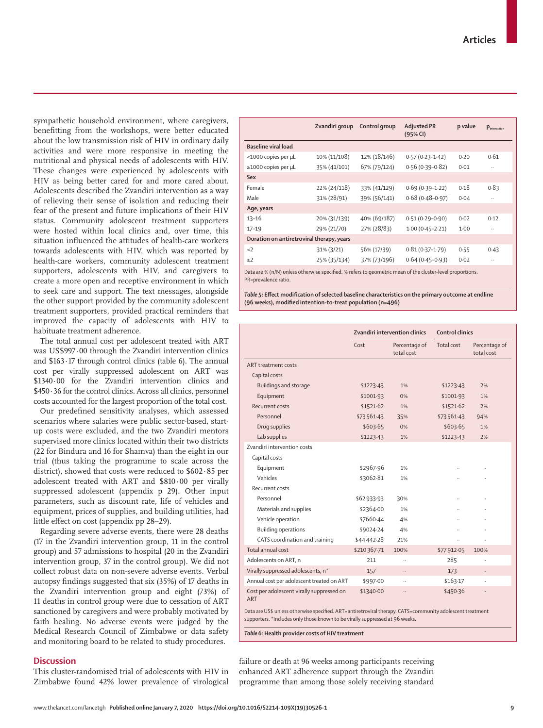sympathetic household environment, where caregivers, benefitting from the workshops, were better educated about the low transmission risk of HIV in ordinary daily activities and were more responsive in meeting the nutritional and physical needs of adolescents with HIV. These changes were experienced by adolescents with HIV as being better cared for and more cared about. Adolescents described the Zvandiri intervention as a way of relieving their sense of isolation and reducing their fear of the present and future implications of their HIV status. Community adolescent treatment supporters were hosted within local clinics and, over time, this situation influenced the attitudes of health-care workers towards adolescents with HIV, which was reported by health-care workers, community adolescent treatment supporters, adolescents with HIV, and caregivers to create a more open and receptive environment in which to seek care and support. The text messages, alongside the other support provided by the community adolescent treatment supporters, provided practical reminders that improved the capacity of adolescents with HIV to habituate treatment adherence.

The total annual cost per adolescent treated with ART was US$997·00 through the Zvandiri intervention clinics and $163·17 through control clinics (table 6). The annual cost per virally suppressed adolescent on ART was $1340·00 for the Zvandiri intervention clinics and $450·36 for the control clinics. Across all clinics, personnel costs accounted for the largest proportion of the total cost.

Our predefined sensitivity analyses, which assessed scenarios where salaries were public sector-based, start-up costs were excluded, and the two Zvandiri mentors supervised more clinics located within their two districts (22 for Bindura and 16 for Shamva) than the eight in our trial (thus taking the programme to scale across the district), showed that costs were reduced to $602·85 per adolescent treated with ART and $810·00 per virally suppressed adolescent (appendix p 29). Other input parameters, such as discount rate, life of vehicles and equipment, prices of supplies, and building utilities, had little effect on cost (appendix pp 28–29).

Regarding severe adverse events, there were 28 deaths (17 in the Zvandiri intervention group, 11 in the control group) and 57 admissions to hospital (20 in the Zvandiri intervention group, 37 in the control group). We did not collect robust data on non-severe adverse events. Verbal autopsy findings suggested that six (35%) of 17 deaths in the Zvandiri intervention group and eight (73%) of 11 deaths in control group were due to cessation of ART sanctioned by caregivers and were probably motivated by faith healing. No adverse events were judged by the Medical Research Council of Zimbabwe or data safety and monitoring board to be related to study procedures.

| | Zvandiri group | Control group | Adjusted PR (95% CI) | p value | $p_{interaction}$ |
|---|---|---|---|---|---|
| **Baseline viral load** | | | | | |
| <1000 copies per µL | 10% (11/108) | 12% (18/146) | 0·57 (0·23–1·42) | 0·20 | 0·61 |
| ≥1000 copies per µL | 35% (41/101) | 67% (79/124) | 0·56 (0·39–0·82) | 0·01 | .. |
| **Sex** | | | | | |
| Female | 22% (24/118) | 33% (41/129) | 0·69 (0·39–1·22) | 0·18 | 0·83 |
| Male | 31% (28/91) | 39% (56/141) | 0·68 (0·48–0·97) | 0·04 | .. |
| **Age, years** | | | | | |
| 13–16 | 20% (31/139) | 40% (69/187) | 0·51 (0·29–0·90) | 0·02 | 0·12 |
| 17–19 | 29% (21/70) | 27% (28/83) | 1·00 (0·45–2·21) | 1·00 | .. |
| **Duration on antiretroviral therapy, years** | | | | | |
| <2 | 31% (3/21) | 56% (17/39) | 0·81 (0·37–1·79) | 0·55 | 0·43 |
| ≥2 | 25% (35/134) | 37% (73/196) | 0·64 (0·45–0·93) | 0·02 | .. |

Data are % (n/N) unless otherwise specified. % refers to geometric mean of the cluster-level proportions. PR=prevalence ratio.

*Table 5:* **Effect modification of selected baseline characteristics on the primary outcome at endline (96 weeks), modified intention-to-treat population (n=496)**

| | Zvandiri intervention clinics | | Control clinics | |
|---|---|---|---|---|
| | Cost | Percentage of total cost | Total cost | Percentage of total cost |
| ART treatment costs | | | | |
| Capital costs | | | | |
| Buildings and storage | $1223·43 | 1% | $1223·43 | 2% |
| Equipment | $1001·93 | 0% | $1001·93 | 1% |
| Recurrent costs | $1521·62 | 1% | $1521·62 | 2% |
| Personnel | $73561·43 | 35% | $73561·43 | 94% |
| Drug supplies | $603·65 | 0% | $603·65 | 1% |
| Lab supplies | $1223·43 | 1% | $1223·43 | 2% |
| Zvandiri intervention costs | | | | |
| Capital costs | | | | |
| Equipment | $2967·96 | 1% | .. | .. |
| Vehicles | $3062·81 | 1% | .. | .. |
| Recurrent costs | | | | |
| Personnel | $62933·93 | 30% | .. | .. |
| Materials and supplies | $2364·00 | 1% | .. | .. |
| Vehicle operation | $7660·44 | 4% | .. | .. |
| Building operations | $9024·24 | 4% | .. | .. |
| CATS coordination and training | $44442·28 | 21% | .. | .. |
| Total annual cost | $210367·71 | 100% | $77912·05 | 100% |
| Adolescents on ART, n | 211 | .. | 285 | .. |
| Virally suppressed adolescents, n* | 157 | .. | 173 | .. |
| Annual cost per adolescent treated on ART | $997·00 | .. | $163·17 | .. |
| Cost per adolescent virally suppressed on ART | $1340·00 | .. | $450·36 | .. |

Data are US$ unless otherwise specified. ART=antiretroviral therapy. CATS=community adolescent treatment supporters. *Includes only those known to be virally suppressed at 96 weeks.

*Table 6:* **Health provider costs of HIV treatment**

## Discussion

This cluster-randomised trial of adolescents with HIV in Zimbabwe found 42% lower prevalence of virological failure or death at 96 weeks among participants receiving enhanced ART adherence support through the Zvandiri programme than among those solely receiving standard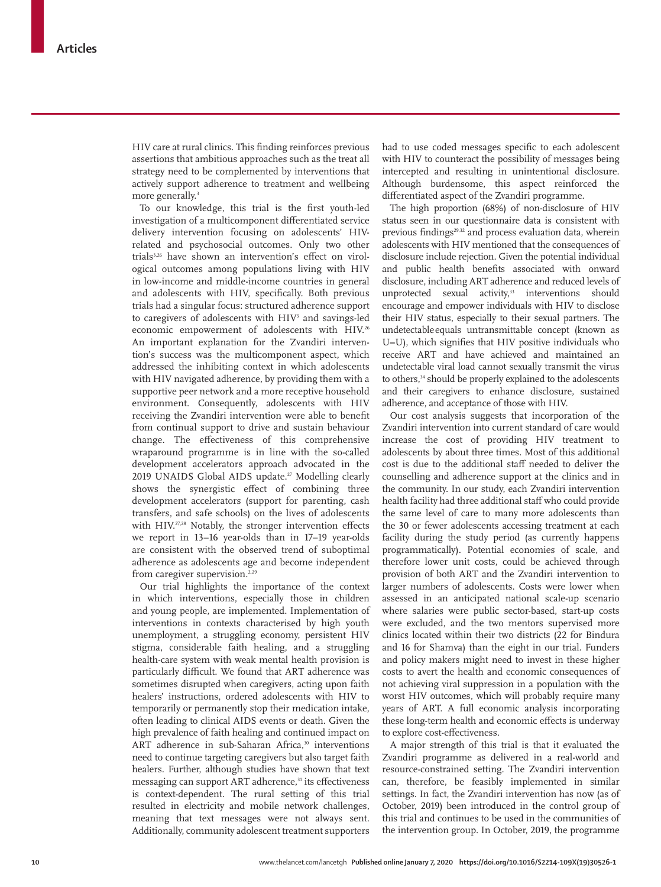HIV care at rural clinics. This finding reinforces previous assertions that ambitious approaches such as the treat all strategy need to be complemented by interventions that actively support adherence to treatment and wellbeing more generally.[3]

To our knowledge, this trial is the first youth-led investigation of a multicomponent differentiated service delivery intervention focusing on adolescents' HIV-related and psychosocial outcomes. Only two other trials[3,26] have shown an intervention's effect on virological outcomes among populations living with HIV in low-income and middle-income countries in general and adolescents with HIV, specifically. Both previous trials had a singular focus: structured adherence support to caregivers of adolescents with HIV[3] and savings-led economic empowerment of adolescents with HIV.[26] An important explanation for the Zvandiri intervention's success was the multicomponent aspect, which addressed the inhibiting context in which adolescents with HIV navigated adherence, by providing them with a supportive peer network and a more receptive household environment. Consequently, adolescents with HIV receiving the Zvandiri intervention were able to benefit from continual support to drive and sustain behaviour change. The effectiveness of this comprehensive wraparound programme is in line with the so-called development accelerators approach advocated in the 2019 UNAIDS Global AIDS update.[27] Modelling clearly shows the synergistic effect of combining three development accelerators (support for parenting, cash transfers, and safe schools) on the lives of adolescents with HIV.[27,28] Notably, the stronger intervention effects we report in 13–16 year-olds than in 17–19 year-olds are consistent with the observed trend of suboptimal adherence as adolescents age and become independent from caregiver supervision.[2,29]

Our trial highlights the importance of the context in which interventions, especially those in children and young people, are implemented. Implementation of interventions in contexts characterised by high youth unemployment, a struggling economy, persistent HIV stigma, considerable faith healing, and a struggling health-care system with weak mental health provision is particularly difficult. We found that ART adherence was sometimes disrupted when caregivers, acting upon faith healers' instructions, ordered adolescents with HIV to temporarily or permanently stop their medication intake, often leading to clinical AIDS events or death. Given the high prevalence of faith healing and continued impact on ART adherence in sub-Saharan Africa,[30] interventions need to continue targeting caregivers but also target faith healers. Further, although studies have shown that text messaging can support ART adherence,[31] its effectiveness is context-dependent. The rural setting of this trial resulted in electricity and mobile network challenges, meaning that text messages were not always sent. Additionally, community adolescent treatment supporters had to use coded messages specific to each adolescent with HIV to counteract the possibility of messages being intercepted and resulting in unintentional disclosure. Although burdensome, this aspect reinforced the differentiated aspect of the Zvandiri programme.

The high proportion (68%) of non-disclosure of HIV status seen in our questionnaire data is consistent with previous findings[29,32] and process evaluation data, wherein adolescents with HIV mentioned that the consequences of disclosure include rejection. Given the potential individual and public health benefits associated with onward disclosure, including ART adherence and reduced levels of unprotected sexual activity,[33] interventions should encourage and empower individuals with HIV to disclose their HIV status, especially to their sexual partners. The undetectable equals untransmittable concept (known as U=U), which signifies that HIV positive individuals who receive ART and have achieved and maintained an undetectable viral load cannot sexually transmit the virus to others,[34] should be properly explained to the adolescents and their caregivers to enhance disclosure, sustained adherence, and acceptance of those with HIV.

Our cost analysis suggests that incorporation of the Zvandiri intervention into current standard of care would increase the cost of providing HIV treatment to adolescents by about three times. Most of this additional cost is due to the additional staff needed to deliver the counselling and adherence support at the clinics and in the community. In our study, each Zvandiri intervention health facility had three additional staff who could provide the same level of care to many more adolescents than the 30 or fewer adolescents accessing treatment at each facility during the study period (as currently happens programmatically). Potential economies of scale, and therefore lower unit costs, could be achieved through provision of both ART and the Zvandiri intervention to larger numbers of adolescents. Costs were lower when assessed in an anticipated national scale-up scenario where salaries were public sector-based, start-up costs were excluded, and the two mentors supervised more clinics located within their two districts (22 for Bindura and 16 for Shamva) than the eight in our trial. Funders and policy makers might need to invest in these higher costs to avert the health and economic consequences of not achieving viral suppression in a population with the worst HIV outcomes, which will probably require many years of ART. A full economic analysis incorporating these long-term health and economic effects is underway to explore cost-effectiveness.

A major strength of this trial is that it evaluated the Zvandiri programme as delivered in a real-world and resource-constrained setting. The Zvandiri intervention can, therefore, be feasibly implemented in similar settings. In fact, the Zvandiri intervention has now (as of October, 2019) been introduced in the control group of this trial and continues to be used in the communities of the intervention group. In October, 2019, the programme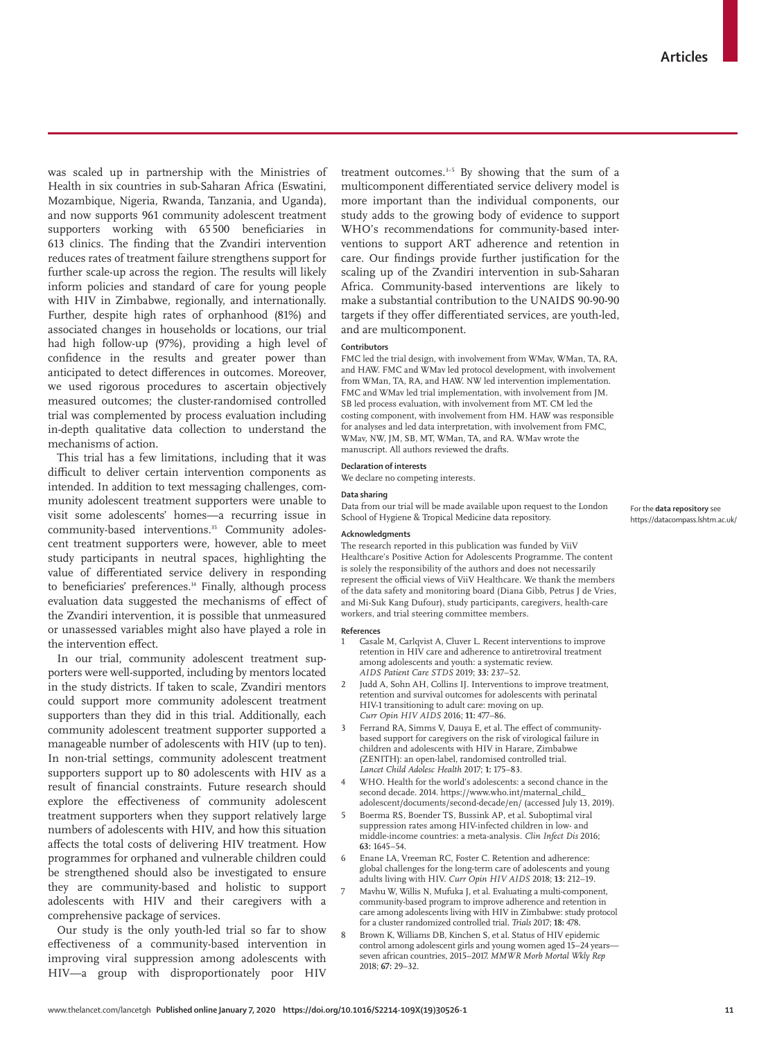was scaled up in partnership with the Ministries of Health in six countries in sub-Saharan Africa (Eswatini, Mozambique, Nigeria, Rwanda, Tanzania, and Uganda), and now supports 961 community adolescent treatment supporters working with 65 500 beneficiaries in 613 clinics. The finding that the Zvandiri intervention reduces rates of treatment failure strengthens support for further scale-up across the region. The results will likely inform policies and standard of care for young people with HIV in Zimbabwe, regionally, and internationally. Further, despite high rates of orphanhood (81%) and associated changes in households or locations, our trial had high follow-up (97%), providing a high level of confidence in the results and greater power than anticipated to detect differences in outcomes. Moreover, we used rigorous procedures to ascertain objectively measured outcomes; the cluster-randomised controlled trial was complemented by process evaluation including in-depth qualitative data collection to understand the mechanisms of action.

This trial has a few limitations, including that it was difficult to deliver certain intervention components as intended. In addition to text messaging challenges, community adolescent treatment supporters were unable to visit some adolescents' homes—a recurring issue in community-based interventions.[35] Community adolescent treatment supporters were, however, able to meet study participants in neutral spaces, highlighting the value of differentiated service delivery in responding to beneficiaries' preferences.[14] Finally, although process evaluation data suggested the mechanisms of effect of the Zvandiri intervention, it is possible that unmeasured or unassessed variables might also have played a role in the intervention effect.

In our trial, community adolescent treatment supporters were well-supported, including by mentors located in the study districts. If taken to scale, Zvandiri mentors could support more community adolescent treatment supporters than they did in this trial. Additionally, each community adolescent treatment supporter supported a manageable number of adolescents with HIV (up to ten). In non-trial settings, community adolescent treatment supporters support up to 80 adolescents with HIV as a result of financial constraints. Future research should explore the effectiveness of community adolescent treatment supporters when they support relatively large numbers of adolescents with HIV, and how this situation affects the total costs of delivering HIV treatment. How programmes for orphaned and vulnerable children could be strengthened should also be investigated to ensure they are community-based and holistic to support adolescents with HIV and their caregivers with a comprehensive package of services.

Our study is the only youth-led trial so far to show effectiveness of a community-based intervention in improving viral suppression among adolescents with HIV—a group with disproportionately poor HIV treatment outcomes.[3–5] By showing that the sum of a multicomponent differentiated service delivery model is more important than the individual components, our study adds to the growing body of evidence to support WHO's recommendations for community-based interventions to support ART adherence and retention in care. Our findings provide further justification for the scaling up of the Zvandiri intervention in sub-Saharan Africa. Community-based interventions are likely to make a substantial contribution to the UNAIDS 90-90-90 targets if they offer differentiated services, are youth-led, and are multicomponent.

#### Contributors

FMC led the trial design, with involvement from WMav, WMan, TA, RA, and HAW. FMC and WMav led protocol development, with involvement from WMan, TA, RA, and HAW. NW led intervention implementation. FMC and WMav led trial implementation, with involvement from JM. SB led process evaluation, with involvement from MT. CM led the costing component, with involvement from HM. HAW was responsible for analyses and led data interpretation, with involvement from FMC, WMav, NW, JM, SB, MT, WMan, TA, and RA. WMav wrote the manuscript. All authors reviewed the drafts.

#### Declaration of interests

We declare no competing interests.

#### Data sharing

Data from our trial will be made available upon request to the London School of Hygiene & Tropical Medicine data repository.

For the **data repository** see https://datacompass.lshtm.ac.uk/

#### Acknowledgments

The research reported in this publication was funded by ViiV Healthcare's Positive Action for Adolescents Programme. The content is solely the responsibility of the authors and does not necessarily represent the official views of ViiV Healthcare. We thank the members of the data safety and monitoring board (Diana Gibb, Petrus J de Vries, and Mi-Suk Kang Dufour), study participants, caregivers, health-care workers, and trial steering committee members.

#### References

1. Casale M, Carlqvist A, Cluver L. Recent interventions to improve retention in HIV care and adherence to antiretroviral treatment among adolescents and youth: a systematic review. *AIDS Patient Care STDS* 2019; **33:** 237–52.
2. Judd A, Sohn AH, Collins IJ. Interventions to improve treatment, retention and survival outcomes for adolescents with perinatal HIV-1 transitioning to adult care: moving on up. *Curr Opin HIV AIDS* 2016; **11:** 477–86.
3. Ferrand RA, Simms V, Dauya E, et al. The effect of community-based support for caregivers on the risk of virological failure in children and adolescents with HIV in Harare, Zimbabwe (ZENITH): an open-label, randomised controlled trial. *Lancet Child Adolesc Health* 2017; **1:** 175–83.
4. WHO. Health for the world's adolescents: a second chance in the second decade. 2014. https://www.who.int/maternal_child_adolescent/documents/second-decade/en/ (accessed July 13, 2019).
5. Boerma RS, Boender TS, Bussink AP, et al. Suboptimal viral suppression rates among HIV-infected children in low- and middle-income countries: a meta-analysis. *Clin Infect Dis* 2016; **63:** 1645–54.
6. Enane LA, Vreeman RC, Foster C. Retention and adherence: global challenges for the long-term care of adolescents and young adults living with HIV. *Curr Opin HIV AIDS* 2018; **13:** 212–19.
7. Mavhu W, Willis N, Mufuka J, et al. Evaluating a multi-component, community-based program to improve adherence and retention in care among adolescents living with HIV in Zimbabwe: study protocol for a cluster randomized controlled trial. *Trials* 2017; **18:** 478.
8. Brown K, Williams DB, Kinchen S, et al. Status of HIV epidemic control among adolescent girls and young women aged 15–24 years—seven african countries, 2015–2017. *MMWR Morb Mortal Wkly Rep* 2018; **67:** 29–32.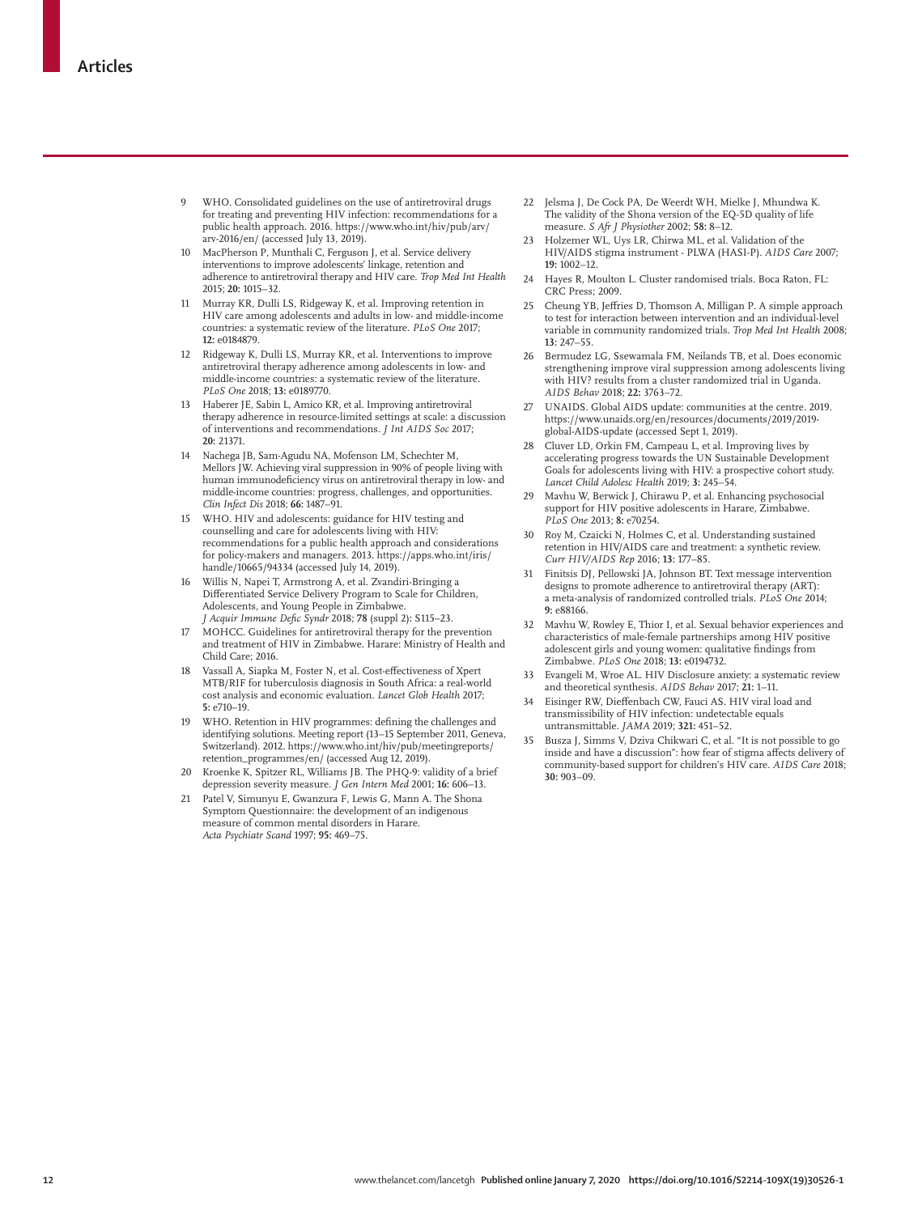9. WHO. Consolidated guidelines on the use of antiretroviral drugs for treating and preventing HIV infection: recommendations for a public health approach. 2016. https://www.who.int/hiv/pub/arv/arv-2016/en/ (accessed July 13, 2019).
10. MacPherson P, Munthali C, Ferguson J, et al. Service delivery interventions to improve adolescents' linkage, retention and adherence to antiretroviral therapy and HIV care. *Trop Med Int Health* 2015; **20:** 1015–32.
11. Murray KR, Dulli LS, Ridgeway K, et al. Improving retention in HIV care among adolescents and adults in low- and middle-income countries: a systematic review of the literature. *PLoS One* 2017; **12:** e0184879.
12. Ridgeway K, Dulli LS, Murray KR, et al. Interventions to improve antiretroviral therapy adherence among adolescents in low- and middle-income countries: a systematic review of the literature. *PLoS One* 2018; **13:** e0189770.
13. Haberer JE, Sabin L, Amico KR, et al. Improving antiretroviral therapy adherence in resource-limited settings at scale: a discussion of interventions and recommendations. *J Int AIDS Soc* 2017; **20:** 21371.
14. Nachega JB, Sam-Agudu NA, Mofenson LM, Schechter M, Mellors JW. Achieving viral suppression in 90% of people living with human immunodeficiency virus on antiretroviral therapy in low- and middle-income countries: progress, challenges, and opportunities. *Clin Infect Dis* 2018; **66:** 1487–91.
15. WHO. HIV and adolescents: guidance for HIV testing and counselling and care for adolescents living with HIV: recommendations for a public health approach and considerations for policy-makers and managers. 2013. https://apps.who.int/iris/handle/10665/94334 (accessed July 14, 2019).
16. Willis N, Napei T, Armstrong A, et al. Zvandiri-Bringing a Differentiated Service Delivery Program to Scale for Children, Adolescents, and Young People in Zimbabwe. *J Acquir Immune Defic Syndr* 2018; **78** (suppl 2)**:** S115–23.
17. MOHCC. Guidelines for antiretroviral therapy for the prevention and treatment of HIV in Zimbabwe. Harare: Ministry of Health and Child Care; 2016.
18. Vassall A, Siapka M, Foster N, et al. Cost-effectiveness of Xpert MTB/RIF for tuberculosis diagnosis in South Africa: a real-world cost analysis and economic evaluation. *Lancet Glob Health* 2017; **5:** e710–19.
19. WHO. Retention in HIV programmes: defining the challenges and identifying solutions. Meeting report (13–15 September 2011, Geneva, Switzerland). 2012. https://www.who.int/hiv/pub/meetingreports/retention_programmes/en/ (accessed Aug 12, 2019).
20. Kroenke K, Spitzer RL, Williams JB. The PHQ-9: validity of a brief depression severity measure. *J Gen Intern Med* 2001; **16:** 606–13.
21. Patel V, Simunyu E, Gwanzura F, Lewis G, Mann A. The Shona Symptom Questionnaire: the development of an indigenous measure of common mental disorders in Harare. *Acta Psychiatr Scand* 1997; **95:** 469–75.
22. Jelsma J, De Cock PA, De Weerdt WH, Mielke J, Mhundwa K. The validity of the Shona version of the EQ-5D quality of life measure. *S Afr J Physiother* 2002; **58:** 8–12.
23. Holzemer WL, Uys LR, Chirwa ML, et al. Validation of the HIV/AIDS stigma instrument - PLWA (HASI-P). *AIDS Care* 2007; **19:** 1002–12.
24. Hayes R, Moulton L. Cluster randomised trials. Boca Raton, FL: CRC Press; 2009.
25. Cheung YB, Jeffries D, Thomson A, Milligan P. A simple approach to test for interaction between intervention and an individual-level variable in community randomized trials. *Trop Med Int Health* 2008; **13:** 247–55.
26. Bermudez LG, Ssewamala FM, Neilands TB, et al. Does economic strengthening improve viral suppression among adolescents living with HIV? results from a cluster randomized trial in Uganda. *AIDS Behav* 2018; **22:** 3763–72.
27. UNAIDS. Global AIDS update: communities at the centre. 2019. https://www.unaids.org/en/resources/documents/2019/2019-global-AIDS-update (accessed Sept 1, 2019).
28. Cluver LD, Orkin FM, Campeau L, et al. Improving lives by accelerating progress towards the UN Sustainable Development Goals for adolescents living with HIV: a prospective cohort study. *Lancet Child Adolesc Health* 2019; **3:** 245–54.
29. Mavhu W, Berwick J, Chirawu P, et al. Enhancing psychosocial support for HIV positive adolescents in Harare, Zimbabwe. *PLoS One* 2013; **8:** e70254.
30. Roy M, Czaicki N, Holmes C, et al. Understanding sustained retention in HIV/AIDS care and treatment: a synthetic review. *Curr HIV/AIDS Rep* 2016; **13:** 177–85.
31. Finitsis DJ, Pellowski JA, Johnson BT. Text message intervention designs to promote adherence to antiretroviral therapy (ART): a meta-analysis of randomized controlled trials. *PLoS One* 2014; **9:** e88166.
32. Mavhu W, Rowley E, Thior I, et al. Sexual behavior experiences and characteristics of male-female partnerships among HIV positive adolescent girls and young women: qualitative findings from Zimbabwe. *PLoS One* 2018; **13:** e0194732.
33. Evangeli M, Wroe AL. HIV Disclosure anxiety: a systematic review and theoretical synthesis. *AIDS Behav* 2017; **21:** 1–11.
34. Eisinger RW, Dieffenbach CW, Fauci AS. HIV viral load and transmissibility of HIV infection: undetectable equals untransmittable. *JAMA* 2019; **321:** 451–52.
35. Busza J, Simms V, Dziva Chikwari C, et al. "It is not possible to go inside and have a discussion": how fear of stigma affects delivery of community-based support for children's HIV care. *AIDS Care* 2018; **30:** 903–09.